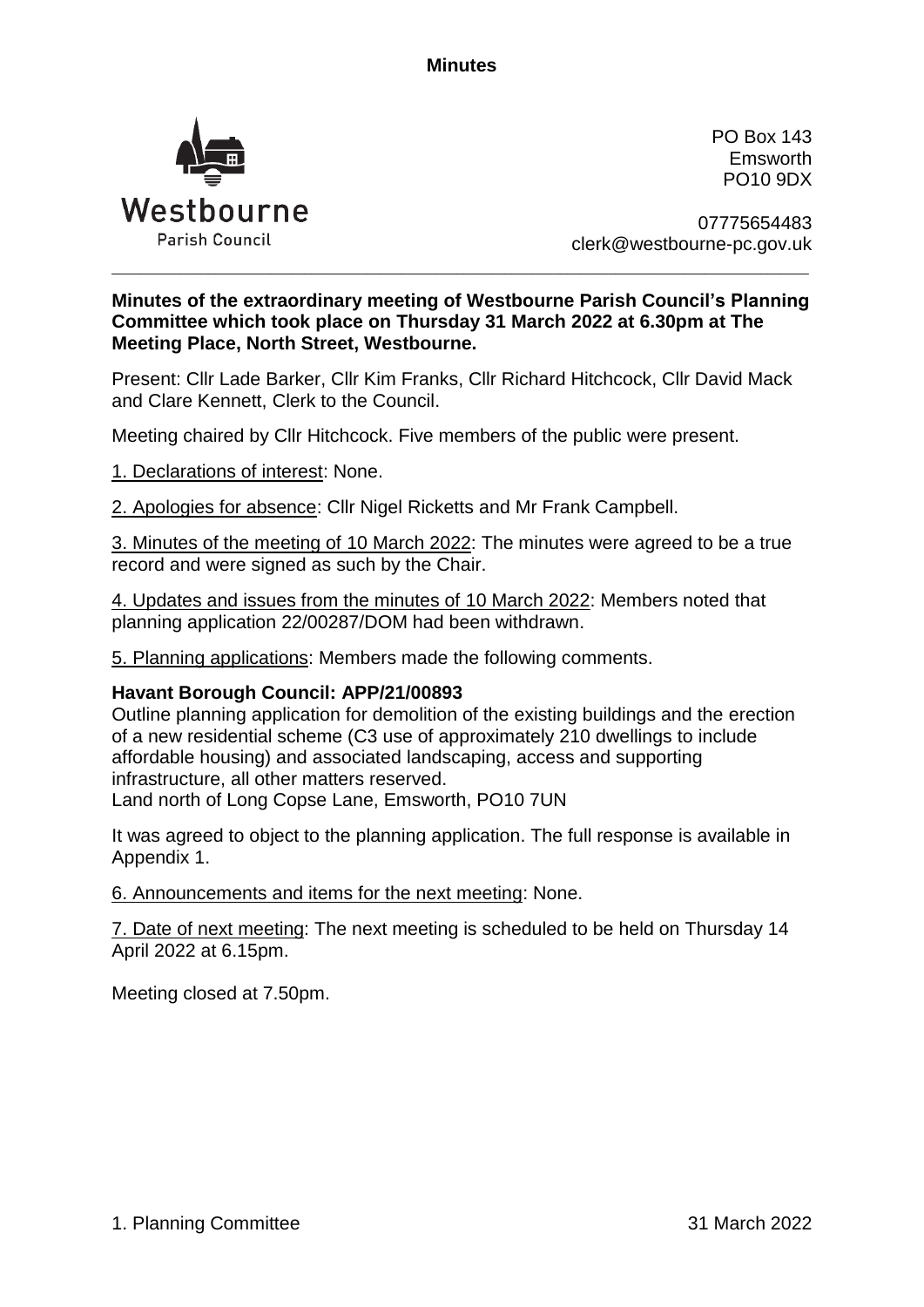**Minutes**

Westbourne
Parish Council

PO Box 143
Emsworth
PO10 9DX

07775654483
clerk@westbourne-pc.gov.uk

---

**Minutes of the extraordinary meeting of Westbourne Parish Council's Planning Committee which took place on Thursday 31 March 2022 at 6.30pm at The Meeting Place, North Street, Westbourne.**

Present: Cllr Lade Barker, Cllr Kim Franks, Cllr Richard Hitchcock, Cllr David Mack and Clare Kennett, Clerk to the Council.

Meeting chaired by Cllr Hitchcock. Five members of the public were present.

1. Declarations of interest: None.

2. Apologies for absence: Cllr Nigel Ricketts and Mr Frank Campbell.

3. Minutes of the meeting of 10 March 2022: The minutes were agreed to be a true record and were signed as such by the Chair.

4. Updates and issues from the minutes of 10 March 2022: Members noted that planning application 22/00287/DOM had been withdrawn.

5. Planning applications: Members made the following comments.

**Havant Borough Council: APP/21/00893**
Outline planning application for demolition of the existing buildings and the erection of a new residential scheme (C3 use of approximately 210 dwellings to include affordable housing) and associated landscaping, access and supporting infrastructure, all other matters reserved.
Land north of Long Copse Lane, Emsworth, PO10 7UN

It was agreed to object to the planning application. The full response is available in Appendix 1.

6. Announcements and items for the next meeting: None.

7. Date of next meeting: The next meeting is scheduled to be held on Thursday 14 April 2022 at 6.15pm.

Meeting closed at 7.50pm.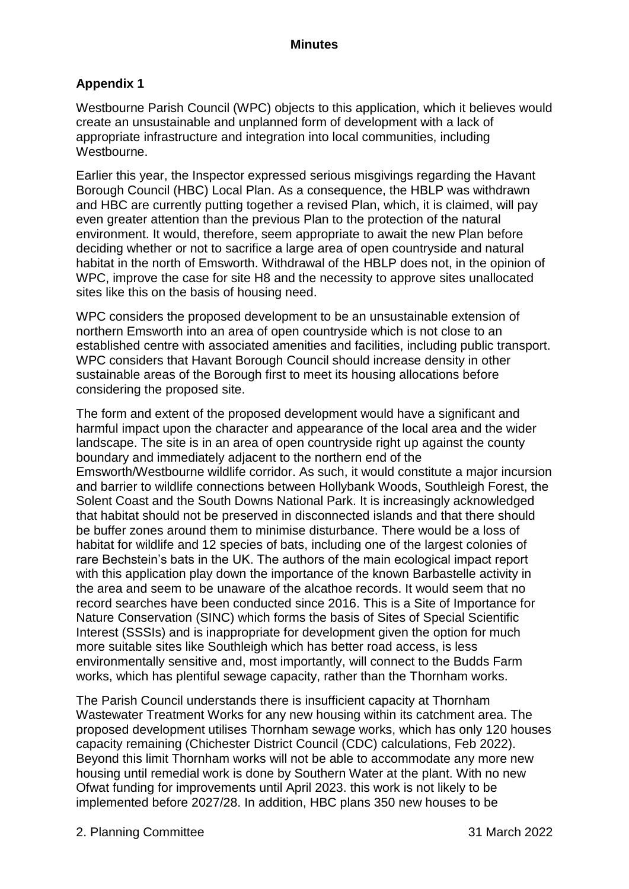## Appendix 1

Westbourne Parish Council (WPC) objects to this application, which it believes would create an unsustainable and unplanned form of development with a lack of appropriate infrastructure and integration into local communities, including Westbourne.

Earlier this year, the Inspector expressed serious misgivings regarding the Havant Borough Council (HBC) Local Plan. As a consequence, the HBLP was withdrawn and HBC are currently putting together a revised Plan, which, it is claimed, will pay even greater attention than the previous Plan to the protection of the natural environment. It would, therefore, seem appropriate to await the new Plan before deciding whether or not to sacrifice a large area of open countryside and natural habitat in the north of Emsworth. Withdrawal of the HBLP does not, in the opinion of WPC, improve the case for site H8 and the necessity to approve sites unallocated sites like this on the basis of housing need.

WPC considers the proposed development to be an unsustainable extension of northern Emsworth into an area of open countryside which is not close to an established centre with associated amenities and facilities, including public transport. WPC considers that Havant Borough Council should increase density in other sustainable areas of the Borough first to meet its housing allocations before considering the proposed site.

The form and extent of the proposed development would have a significant and harmful impact upon the character and appearance of the local area and the wider landscape. The site is in an area of open countryside right up against the county boundary and immediately adjacent to the northern end of the Emsworth/Westbourne wildlife corridor. As such, it would constitute a major incursion and barrier to wildlife connections between Hollybank Woods, Southleigh Forest, the Solent Coast and the South Downs National Park. It is increasingly acknowledged that habitat should not be preserved in disconnected islands and that there should be buffer zones around them to minimise disturbance. There would be a loss of habitat for wildlife and 12 species of bats, including one of the largest colonies of rare Bechstein's bats in the UK. The authors of the main ecological impact report with this application play down the importance of the known Barbastelle activity in the area and seem to be unaware of the alcathoe records. It would seem that no record searches have been conducted since 2016. This is a Site of Importance for Nature Conservation (SINC) which forms the basis of Sites of Special Scientific Interest (SSSIs) and is inappropriate for development given the option for much more suitable sites like Southleigh which has better road access, is less environmentally sensitive and, most importantly, will connect to the Budds Farm works, which has plentiful sewage capacity, rather than the Thornham works.

The Parish Council understands there is insufficient capacity at Thornham Wastewater Treatment Works for any new housing within its catchment area. The proposed development utilises Thornham sewage works, which has only 120 houses capacity remaining (Chichester District Council (CDC) calculations, Feb 2022). Beyond this limit Thornham works will not be able to accommodate any more new housing until remedial work is done by Southern Water at the plant. With no new Ofwat funding for improvements until April 2023. this work is not likely to be implemented before 2027/28. In addition, HBC plans 350 new houses to be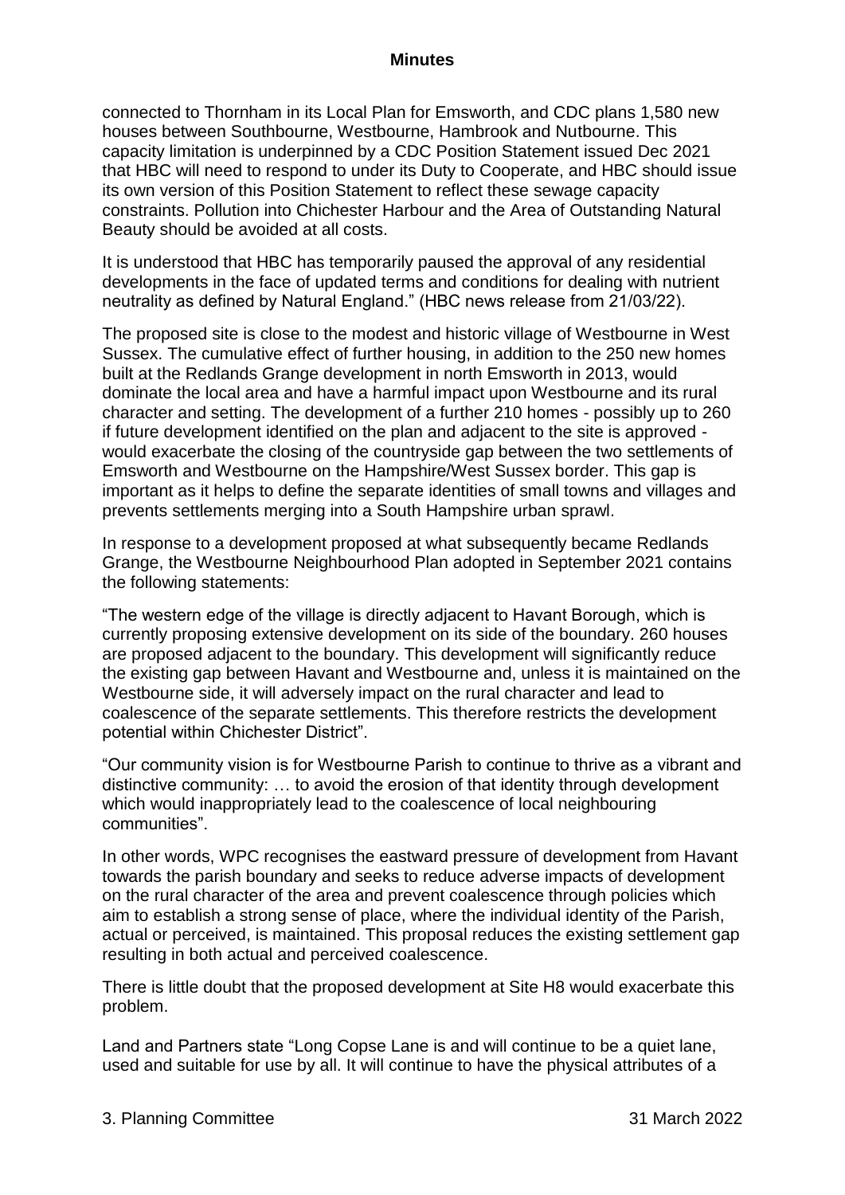connected to Thornham in its Local Plan for Emsworth, and CDC plans 1,580 new houses between Southbourne, Westbourne, Hambrook and Nutbourne. This capacity limitation is underpinned by a CDC Position Statement issued Dec 2021 that HBC will need to respond to under its Duty to Cooperate, and HBC should issue its own version of this Position Statement to reflect these sewage capacity constraints. Pollution into Chichester Harbour and the Area of Outstanding Natural Beauty should be avoided at all costs.

It is understood that HBC has temporarily paused the approval of any residential developments in the face of updated terms and conditions for dealing with nutrient neutrality as defined by Natural England." (HBC news release from 21/03/22).

The proposed site is close to the modest and historic village of Westbourne in West Sussex. The cumulative effect of further housing, in addition to the 250 new homes built at the Redlands Grange development in north Emsworth in 2013, would dominate the local area and have a harmful impact upon Westbourne and its rural character and setting. The development of a further 210 homes - possibly up to 260 if future development identified on the plan and adjacent to the site is approved - would exacerbate the closing of the countryside gap between the two settlements of Emsworth and Westbourne on the Hampshire/West Sussex border. This gap is important as it helps to define the separate identities of small towns and villages and prevents settlements merging into a South Hampshire urban sprawl.

In response to a development proposed at what subsequently became Redlands Grange, the Westbourne Neighbourhood Plan adopted in September 2021 contains the following statements:

"The western edge of the village is directly adjacent to Havant Borough, which is currently proposing extensive development on its side of the boundary. 260 houses are proposed adjacent to the boundary. This development will significantly reduce the existing gap between Havant and Westbourne and, unless it is maintained on the Westbourne side, it will adversely impact on the rural character and lead to coalescence of the separate settlements. This therefore restricts the development potential within Chichester District".

"Our community vision is for Westbourne Parish to continue to thrive as a vibrant and distinctive community: … to avoid the erosion of that identity through development which would inappropriately lead to the coalescence of local neighbouring communities".

In other words, WPC recognises the eastward pressure of development from Havant towards the parish boundary and seeks to reduce adverse impacts of development on the rural character of the area and prevent coalescence through policies which aim to establish a strong sense of place, where the individual identity of the Parish, actual or perceived, is maintained. This proposal reduces the existing settlement gap resulting in both actual and perceived coalescence.

There is little doubt that the proposed development at Site H8 would exacerbate this problem.

Land and Partners state "Long Copse Lane is and will continue to be a quiet lane, used and suitable for use by all. It will continue to have the physical attributes of a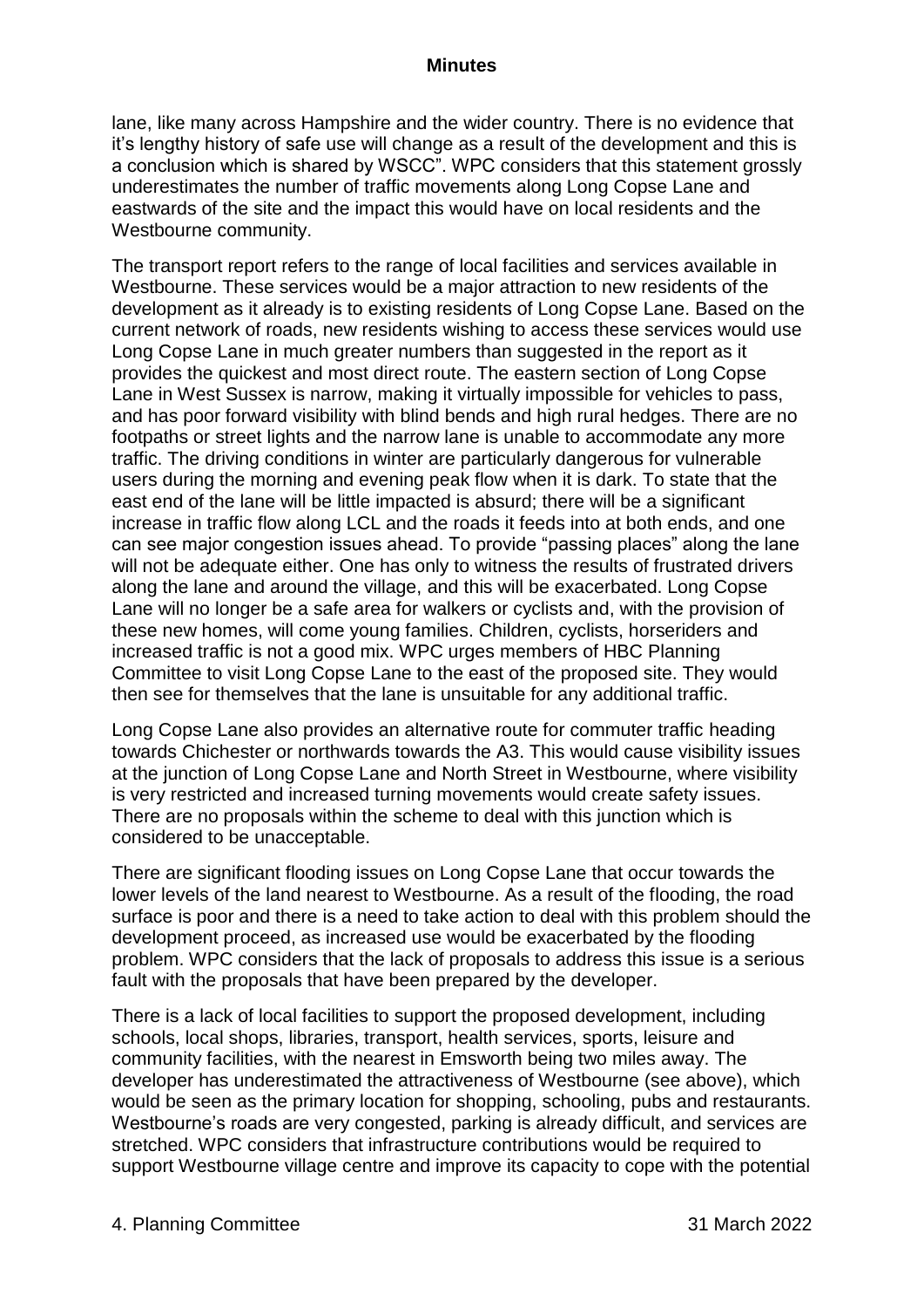lane, like many across Hampshire and the wider country. There is no evidence that it's lengthy history of safe use will change as a result of the development and this is a conclusion which is shared by WSCC". WPC considers that this statement grossly underestimates the number of traffic movements along Long Copse Lane and eastwards of the site and the impact this would have on local residents and the Westbourne community.

The transport report refers to the range of local facilities and services available in Westbourne. These services would be a major attraction to new residents of the development as it already is to existing residents of Long Copse Lane. Based on the current network of roads, new residents wishing to access these services would use Long Copse Lane in much greater numbers than suggested in the report as it provides the quickest and most direct route. The eastern section of Long Copse Lane in West Sussex is narrow, making it virtually impossible for vehicles to pass, and has poor forward visibility with blind bends and high rural hedges. There are no footpaths or street lights and the narrow lane is unable to accommodate any more traffic. The driving conditions in winter are particularly dangerous for vulnerable users during the morning and evening peak flow when it is dark. To state that the east end of the lane will be little impacted is absurd; there will be a significant increase in traffic flow along LCL and the roads it feeds into at both ends, and one can see major congestion issues ahead. To provide "passing places" along the lane will not be adequate either. One has only to witness the results of frustrated drivers along the lane and around the village, and this will be exacerbated. Long Copse Lane will no longer be a safe area for walkers or cyclists and, with the provision of these new homes, will come young families. Children, cyclists, horseriders and increased traffic is not a good mix. WPC urges members of HBC Planning Committee to visit Long Copse Lane to the east of the proposed site. They would then see for themselves that the lane is unsuitable for any additional traffic.

Long Copse Lane also provides an alternative route for commuter traffic heading towards Chichester or northwards towards the A3. This would cause visibility issues at the junction of Long Copse Lane and North Street in Westbourne, where visibility is very restricted and increased turning movements would create safety issues. There are no proposals within the scheme to deal with this junction which is considered to be unacceptable.

There are significant flooding issues on Long Copse Lane that occur towards the lower levels of the land nearest to Westbourne. As a result of the flooding, the road surface is poor and there is a need to take action to deal with this problem should the development proceed, as increased use would be exacerbated by the flooding problem. WPC considers that the lack of proposals to address this issue is a serious fault with the proposals that have been prepared by the developer.

There is a lack of local facilities to support the proposed development, including schools, local shops, libraries, transport, health services, sports, leisure and community facilities, with the nearest in Emsworth being two miles away. The developer has underestimated the attractiveness of Westbourne (see above), which would be seen as the primary location for shopping, schooling, pubs and restaurants. Westbourne's roads are very congested, parking is already difficult, and services are stretched. WPC considers that infrastructure contributions would be required to support Westbourne village centre and improve its capacity to cope with the potential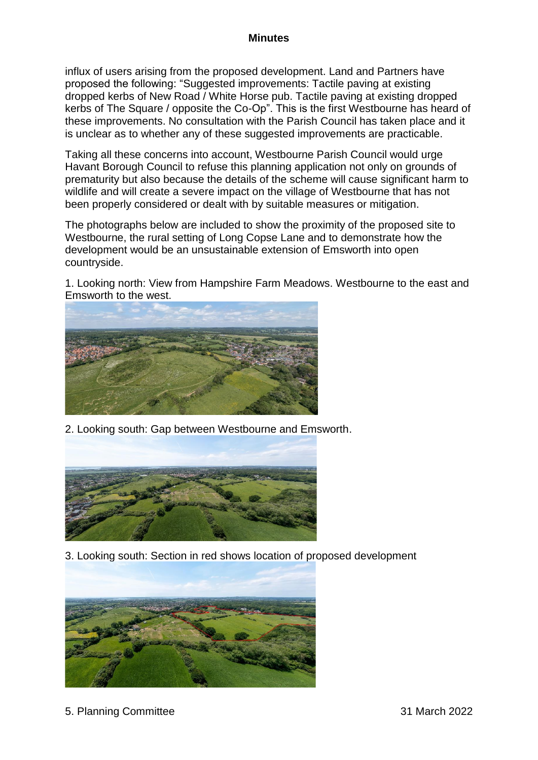influx of users arising from the proposed development. Land and Partners have proposed the following: "Suggested improvements: Tactile paving at existing dropped kerbs of New Road / White Horse pub. Tactile paving at existing dropped kerbs of The Square / opposite the Co-Op". This is the first Westbourne has heard of these improvements. No consultation with the Parish Council has taken place and it is unclear as to whether any of these suggested improvements are practicable.

Taking all these concerns into account, Westbourne Parish Council would urge Havant Borough Council to refuse this planning application not only on grounds of prematurity but also because the details of the scheme will cause significant harm to wildlife and will create a severe impact on the village of Westbourne that has not been properly considered or dealt with by suitable measures or mitigation.

The photographs below are included to show the proximity of the proposed site to Westbourne, the rural setting of Long Copse Lane and to demonstrate how the development would be an unsustainable extension of Emsworth into open countryside.

1. Looking north: View from Hampshire Farm Meadows. Westbourne to the east and Emsworth to the west.

2. Looking south: Gap between Westbourne and Emsworth.

3. Looking south: Section in red shows location of proposed development